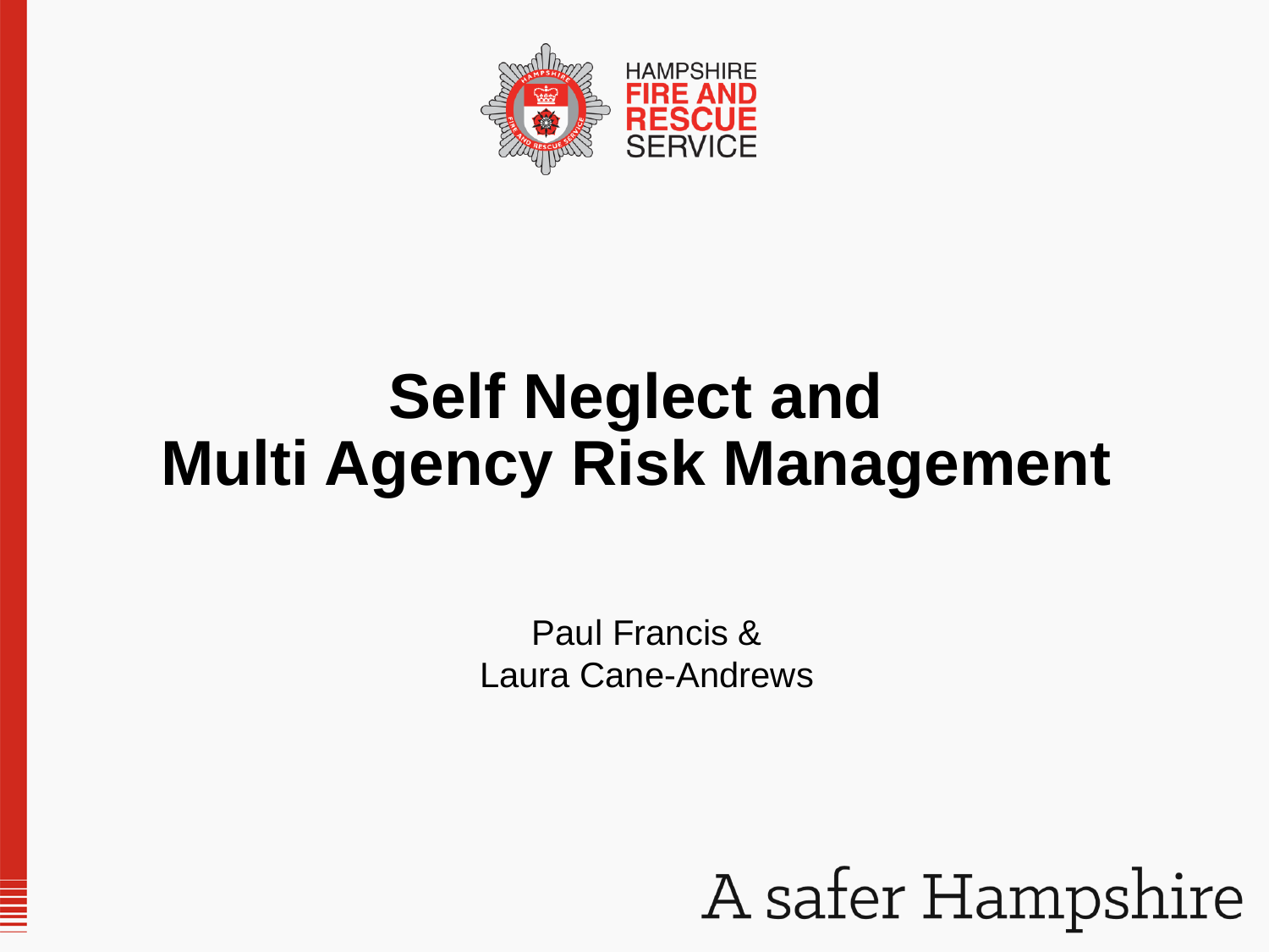HAMPSHIRE FIRE AND RESCUE SERVICE

# Self Neglect and Multi Agency Risk Management

Paul Francis &
Laura Cane-Andrews

A safer Hampshire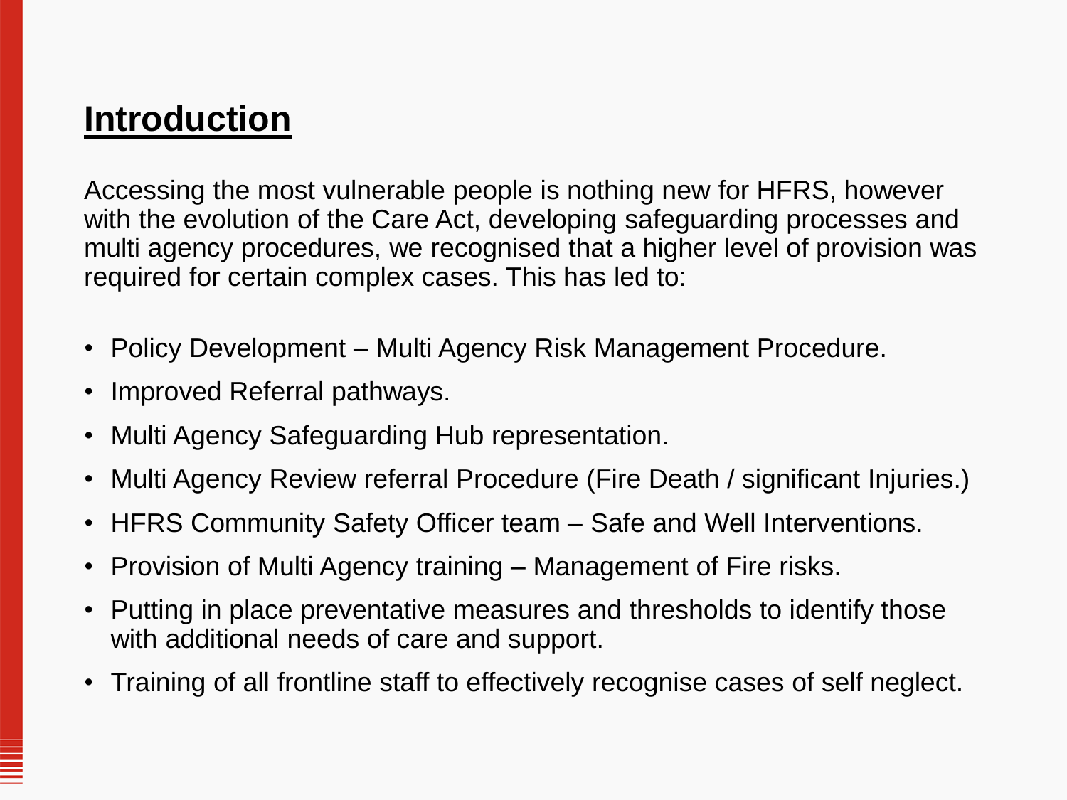## Introduction

Accessing the most vulnerable people is nothing new for HFRS, however with the evolution of the Care Act, developing safeguarding processes and multi agency procedures, we recognised that a higher level of provision was required for certain complex cases. This has led to:

- Policy Development – Multi Agency Risk Management Procedure.
- Improved Referral pathways.
- Multi Agency Safeguarding Hub representation.
- Multi Agency Review referral Procedure (Fire Death / significant Injuries.)
- HFRS Community Safety Officer team – Safe and Well Interventions.
- Provision of Multi Agency training – Management of Fire risks.
- Putting in place preventative measures and thresholds to identify those with additional needs of care and support.
- Training of all frontline staff to effectively recognise cases of self neglect.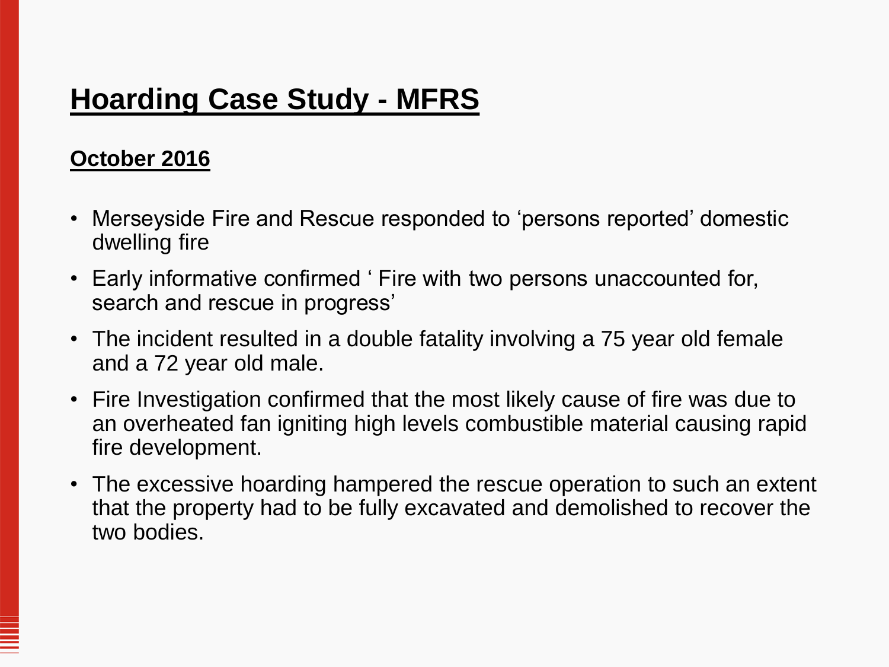# Hoarding Case Study - MFRS

## October 2016

- Merseyside Fire and Rescue responded to 'persons reported' domestic dwelling fire
- Early informative confirmed ' Fire with two persons unaccounted for, search and rescue in progress'
- The incident resulted in a double fatality involving a 75 year old female and a 72 year old male.
- Fire Investigation confirmed that the most likely cause of fire was due to an overheated fan igniting high levels combustible material causing rapid fire development.
- The excessive hoarding hampered the rescue operation to such an extent that the property had to be fully excavated and demolished to recover the two bodies.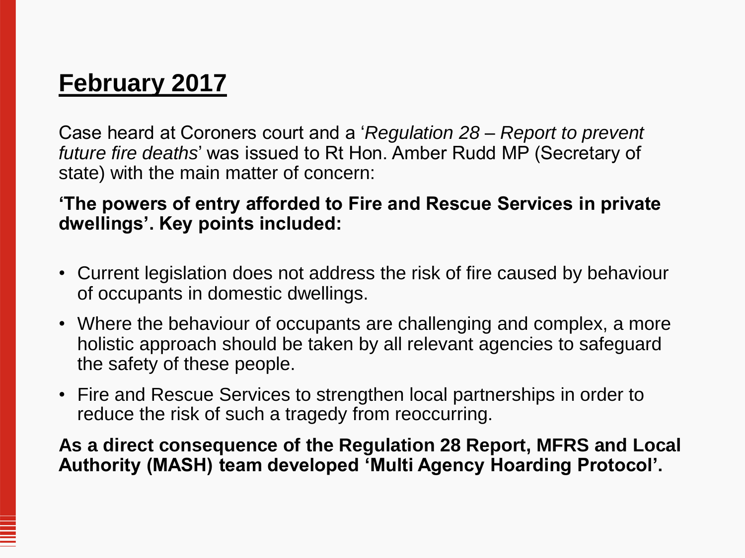# February 2017

Case heard at Coroners court and a '*Regulation 28 – Report to prevent future fire deaths*' was issued to Rt Hon. Amber Rudd MP (Secretary of state) with the main matter of concern:

**'The powers of entry afforded to Fire and Rescue Services in private dwellings'. Key points included:**

- Current legislation does not address the risk of fire caused by behaviour of occupants in domestic dwellings.
- Where the behaviour of occupants are challenging and complex, a more holistic approach should be taken by all relevant agencies to safeguard the safety of these people.
- Fire and Rescue Services to strengthen local partnerships in order to reduce the risk of such a tragedy from reoccurring.

**As a direct consequence of the Regulation 28 Report, MFRS and Local Authority (MASH) team developed 'Multi Agency Hoarding Protocol'.**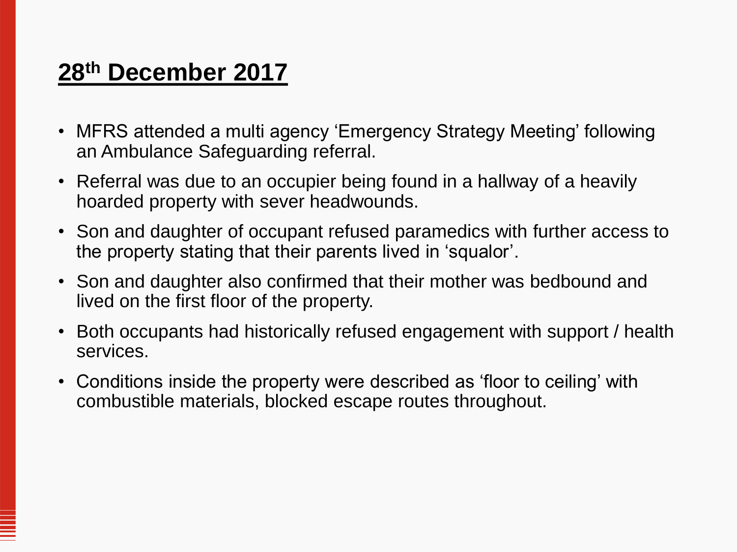## 28th December 2017

- MFRS attended a multi agency 'Emergency Strategy Meeting' following an Ambulance Safeguarding referral.
- Referral was due to an occupier being found in a hallway of a heavily hoarded property with sever headwounds.
- Son and daughter of occupant refused paramedics with further access to the property stating that their parents lived in 'squalor'.
- Son and daughter also confirmed that their mother was bedbound and lived on the first floor of the property.
- Both occupants had historically refused engagement with support / health services.
- Conditions inside the property were described as 'floor to ceiling' with combustible materials, blocked escape routes throughout.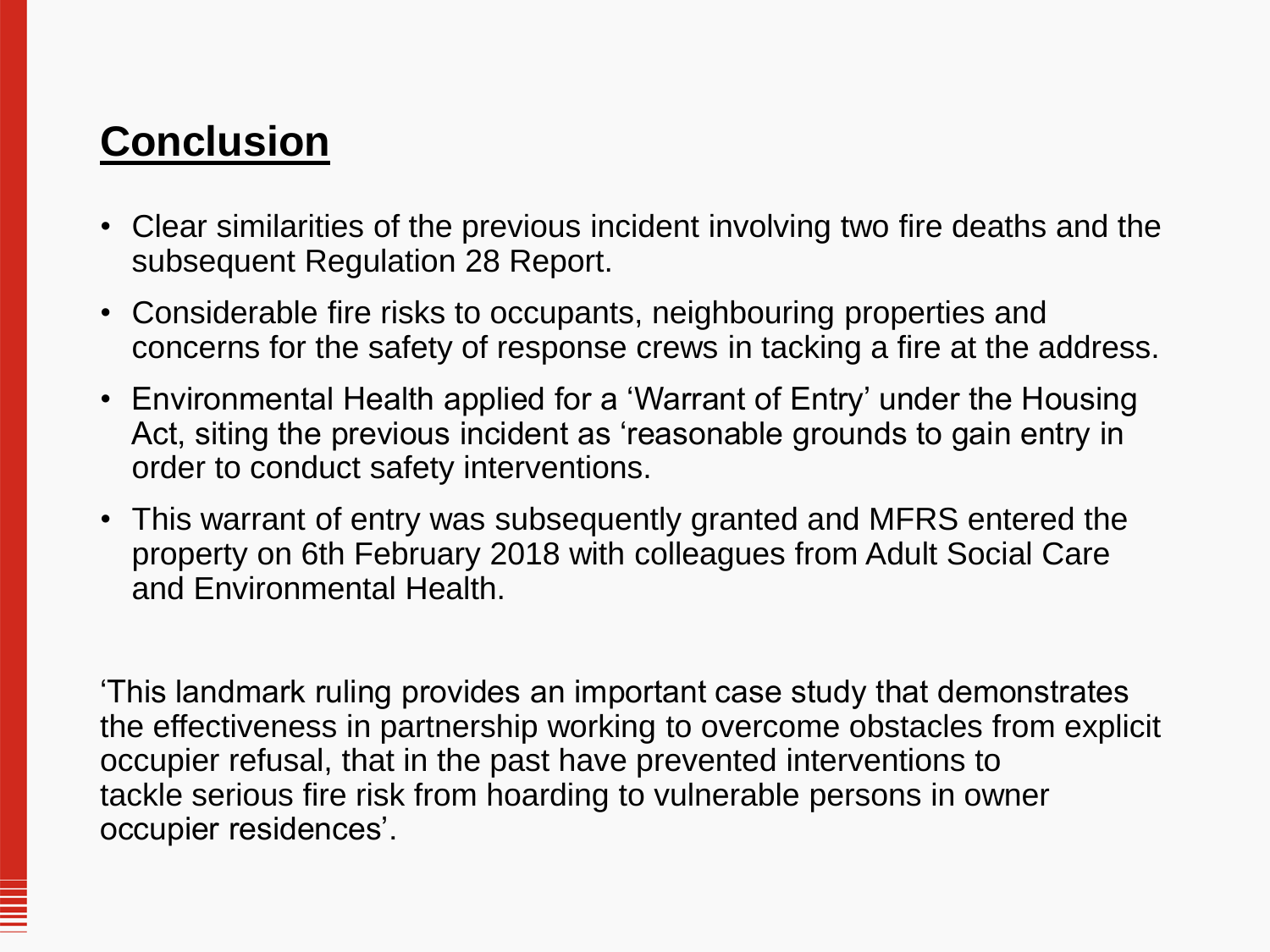## Conclusion

- Clear similarities of the previous incident involving two fire deaths and the subsequent Regulation 28 Report.
- Considerable fire risks to occupants, neighbouring properties and concerns for the safety of response crews in tacking a fire at the address.
- Environmental Health applied for a 'Warrant of Entry' under the Housing Act, siting the previous incident as 'reasonable grounds to gain entry in order to conduct safety interventions.
- This warrant of entry was subsequently granted and MFRS entered the property on 6th February 2018 with colleagues from Adult Social Care and Environmental Health.

'This landmark ruling provides an important case study that demonstrates the effectiveness in partnership working to overcome obstacles from explicit occupier refusal, that in the past have prevented interventions to tackle serious fire risk from hoarding to vulnerable persons in owner occupier residences'.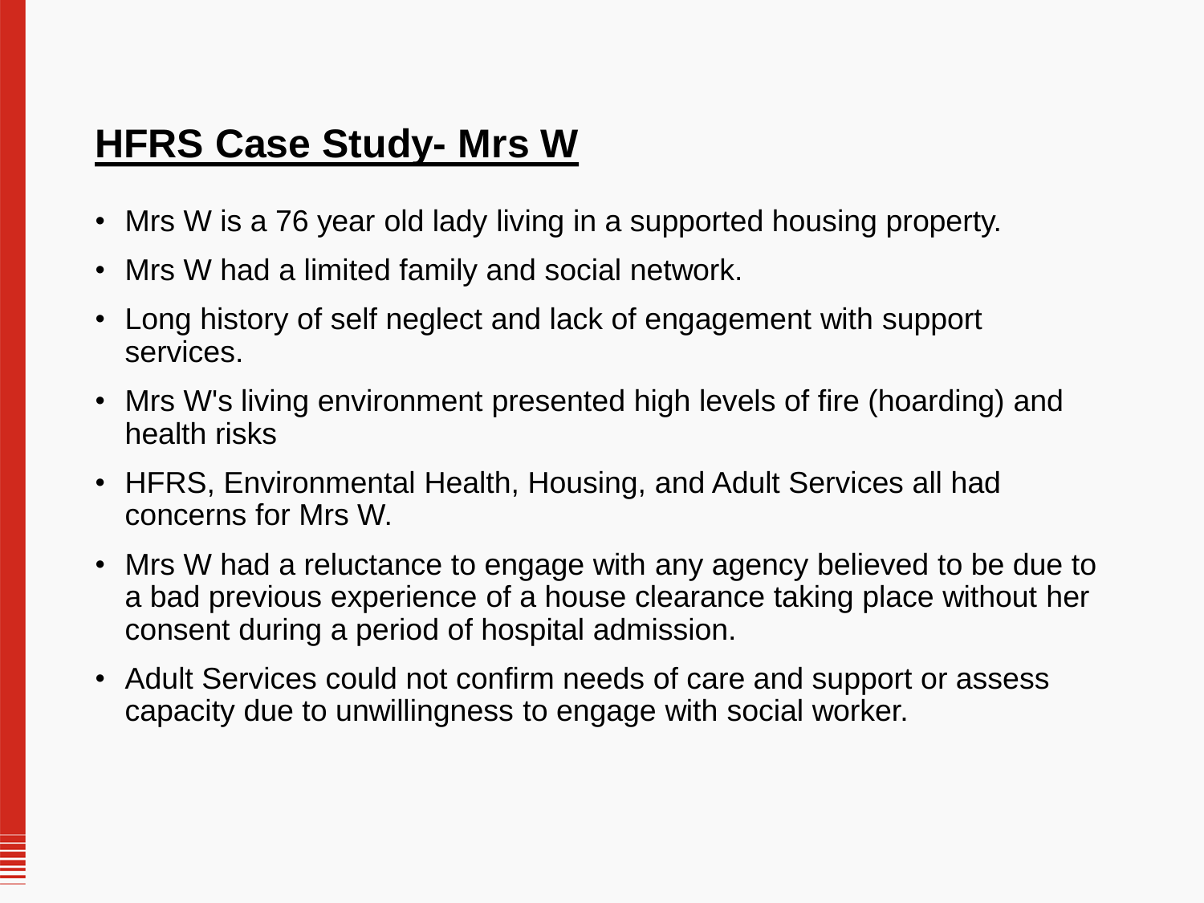# HFRS Case Study- Mrs W

- Mrs W is a 76 year old lady living in a supported housing property.
- Mrs W had a limited family and social network.
- Long history of self neglect and lack of engagement with support services.
- Mrs W's living environment presented high levels of fire (hoarding) and health risks
- HFRS, Environmental Health, Housing, and Adult Services all had concerns for Mrs W.
- Mrs W had a reluctance to engage with any agency believed to be due to a bad previous experience of a house clearance taking place without her consent during a period of hospital admission.
- Adult Services could not confirm needs of care and support or assess capacity due to unwillingness to engage with social worker.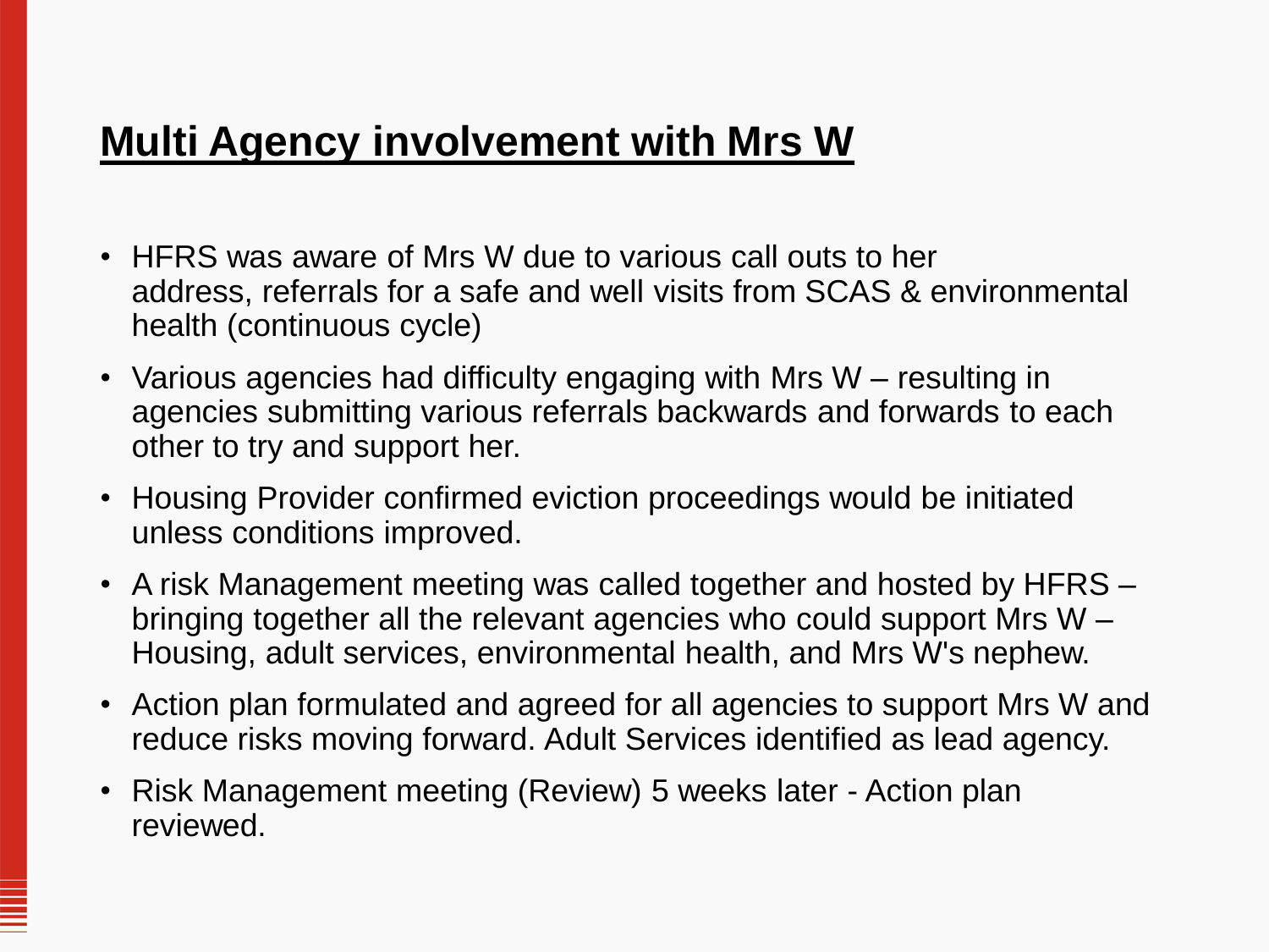# Multi Agency involvement with Mrs W

- HFRS was aware of Mrs W due to various call outs to her address, referrals for a safe and well visits from SCAS & environmental health (continuous cycle)
- Various agencies had difficulty engaging with Mrs W – resulting in agencies submitting various referrals backwards and forwards to each other to try and support her.
- Housing Provider confirmed eviction proceedings would be initiated unless conditions improved.
- A risk Management meeting was called together and hosted by HFRS – bringing together all the relevant agencies who could support Mrs W – Housing, adult services, environmental health, and Mrs W's nephew.
- Action plan formulated and agreed for all agencies to support Mrs W and reduce risks moving forward. Adult Services identified as lead agency.
- Risk Management meeting (Review) 5 weeks later - Action plan reviewed.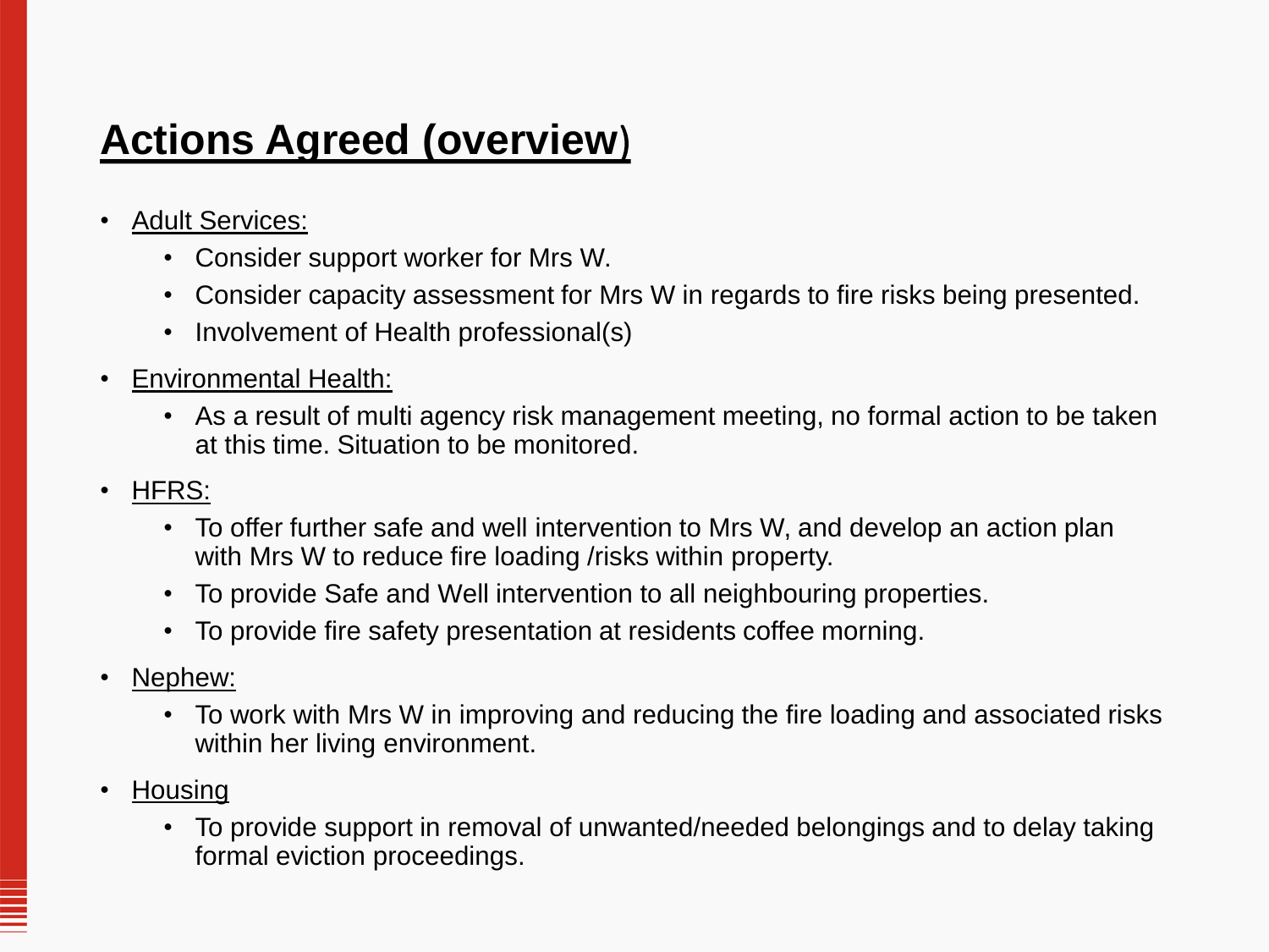# Actions Agreed (overview)

- Adult Services:
  - Consider support worker for Mrs W.
  - Consider capacity assessment for Mrs W in regards to fire risks being presented.
  - Involvement of Health professional(s)
- Environmental Health:
  - As a result of multi agency risk management meeting, no formal action to be taken at this time. Situation to be monitored.
- HFRS:
  - To offer further safe and well intervention to Mrs W, and develop an action plan with Mrs W to reduce fire loading /risks within property.
  - To provide Safe and Well intervention to all neighbouring properties.
  - To provide fire safety presentation at residents coffee morning.
- Nephew:
  - To work with Mrs W in improving and reducing the fire loading and associated risks within her living environment.
- Housing
  - To provide support in removal of unwanted/needed belongings and to delay taking formal eviction proceedings.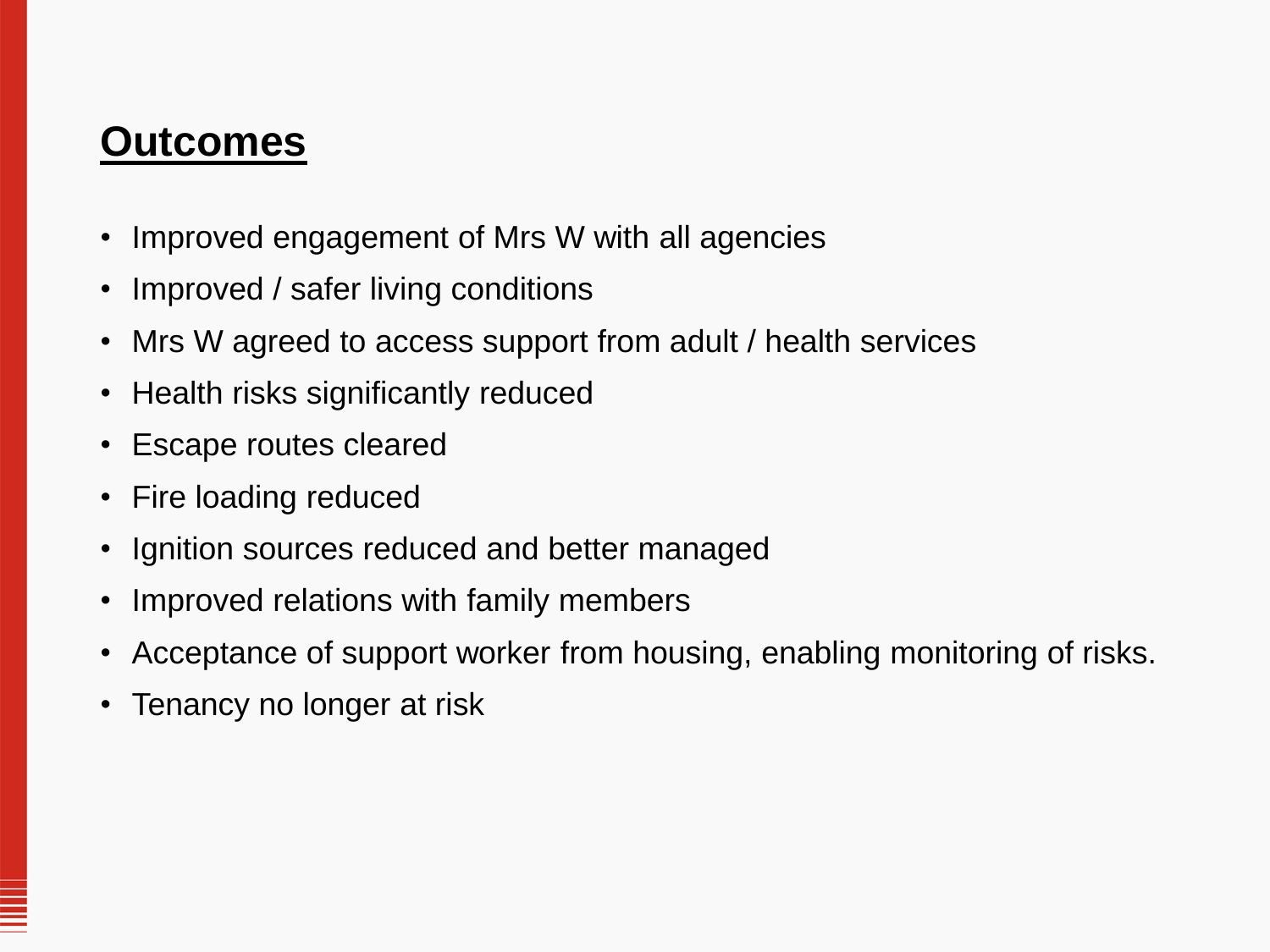## Outcomes

- Improved engagement of Mrs W with all agencies
- Improved / safer living conditions
- Mrs W agreed to access support from adult / health services
- Health risks significantly reduced
- Escape routes cleared
- Fire loading reduced
- Ignition sources reduced and better managed
- Improved relations with family members
- Acceptance of support worker from housing, enabling monitoring of risks.
- Tenancy no longer at risk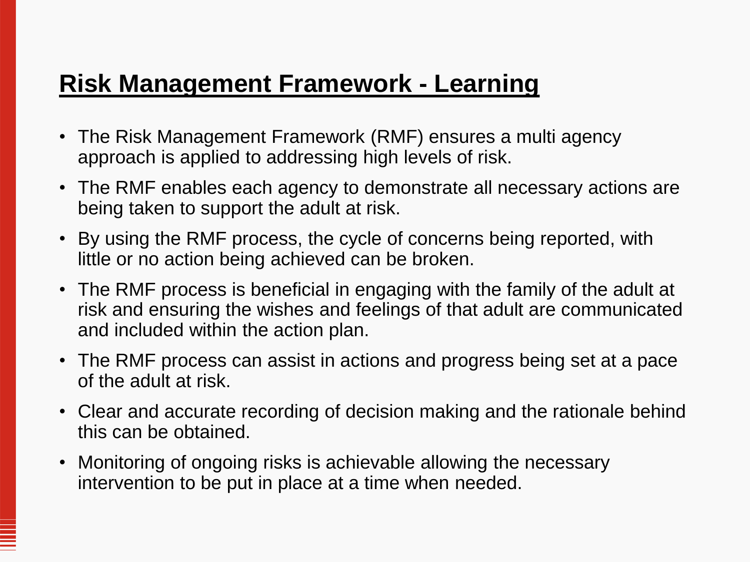# Risk Management Framework - Learning

- The Risk Management Framework (RMF) ensures a multi agency approach is applied to addressing high levels of risk.
- The RMF enables each agency to demonstrate all necessary actions are being taken to support the adult at risk.
- By using the RMF process, the cycle of concerns being reported, with little or no action being achieved can be broken.
- The RMF process is beneficial in engaging with the family of the adult at risk and ensuring the wishes and feelings of that adult are communicated and included within the action plan.
- The RMF process can assist in actions and progress being set at a pace of the adult at risk.
- Clear and accurate recording of decision making and the rationale behind this can be obtained.
- Monitoring of ongoing risks is achievable allowing the necessary intervention to be put in place at a time when needed.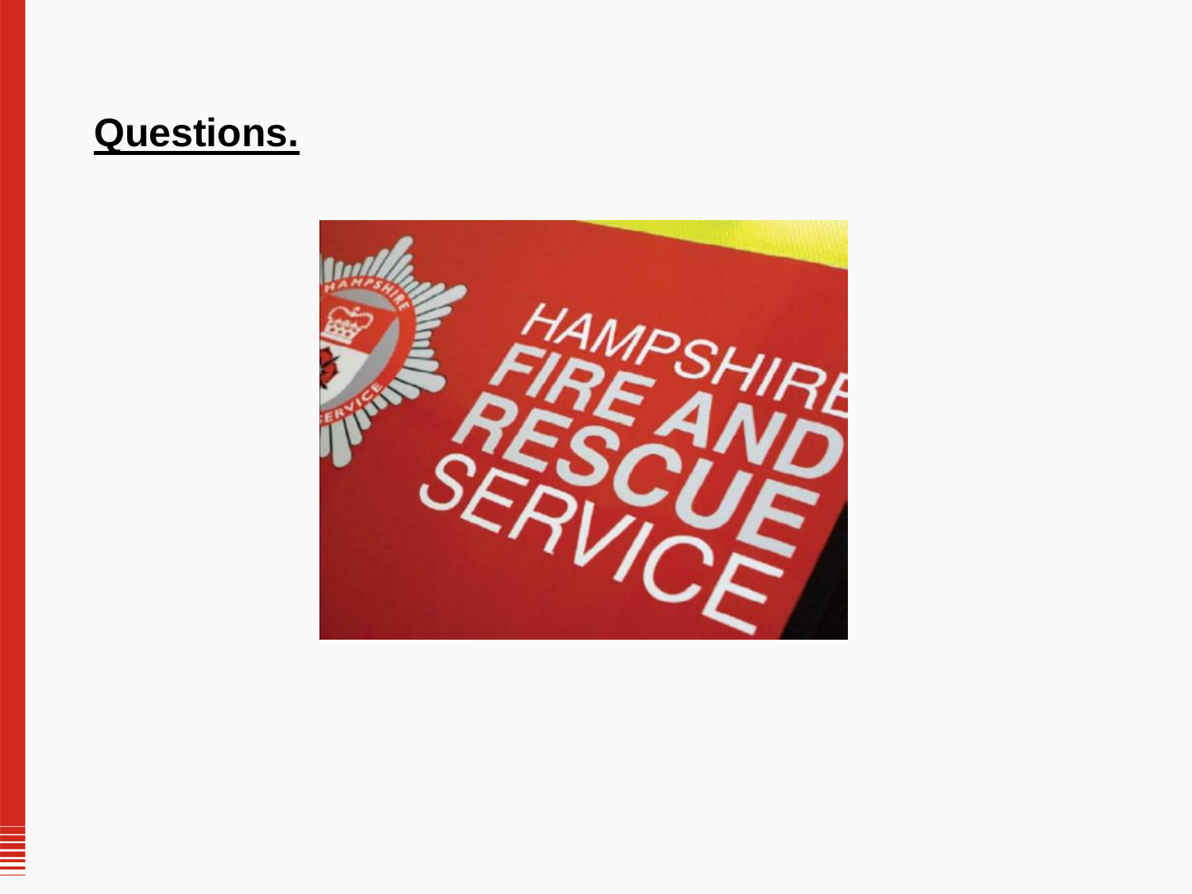**Questions.**